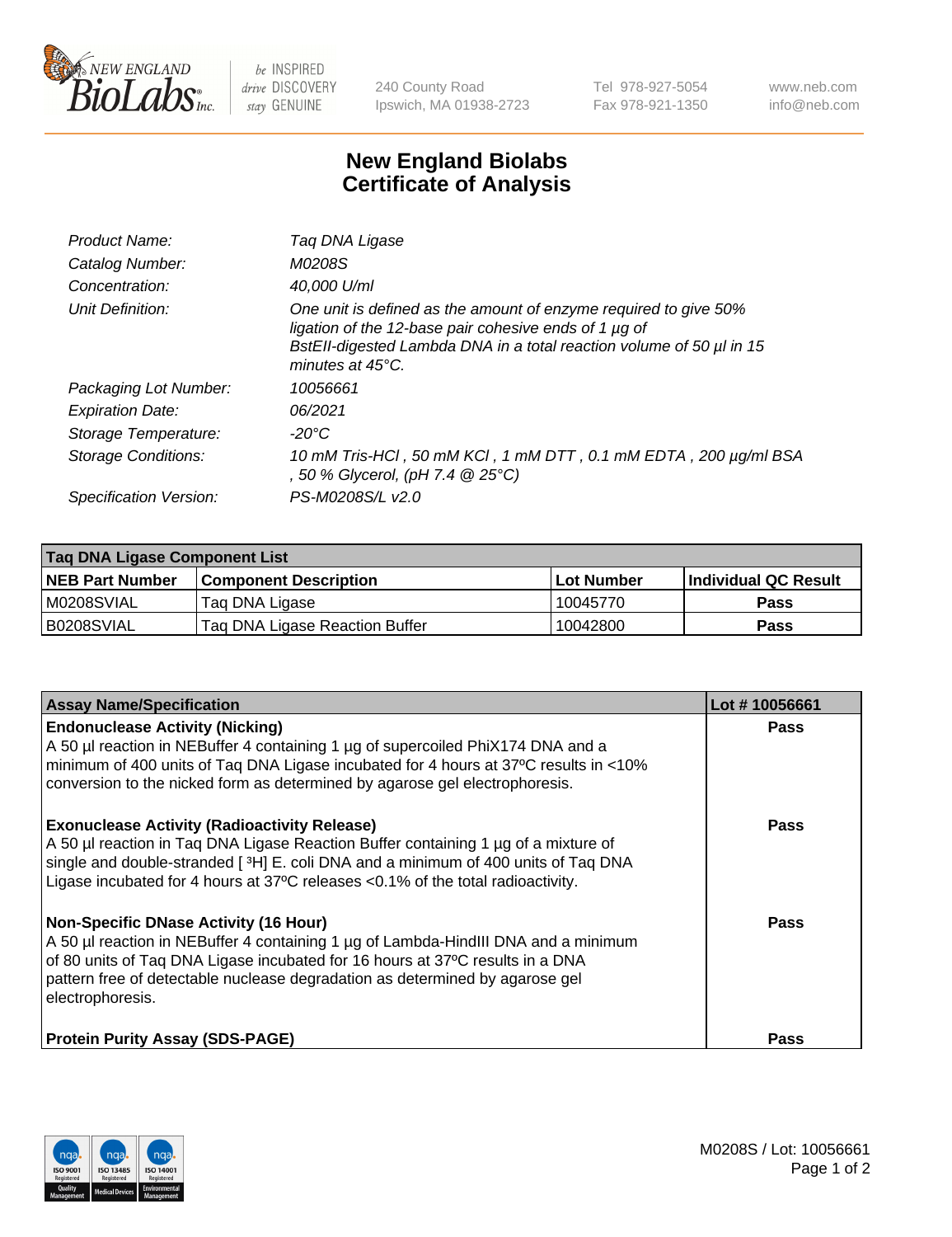240 County Road
Ipswich, MA 01938-2723

Tel 978-927-5054
Fax 978-921-1350

www.neb.com
info@neb.com

# New England Biolabs Certificate of Analysis

| | |
|---|---|
| *Product Name:* | *Taq DNA Ligase* |
| *Catalog Number:* | *M0208S* |
| *Concentration:* | *40,000 U/ml* |
| *Unit Definition:* | *One unit is defined as the amount of enzyme required to give 50% ligation of the 12-base pair cohesive ends of 1 µg of BstEII-digested Lambda DNA in a total reaction volume of 50 µl in 15 minutes at 45°C.* |
| *Packaging Lot Number:* | *10056661* |
| *Expiration Date:* | *06/2021* |
| *Storage Temperature:* | *-20°C* |
| *Storage Conditions:* | *10 mM Tris-HCl , 50 mM KCl , 1 mM DTT , 0.1 mM EDTA , 200 µg/ml BSA , 50 % Glycerol, (pH 7.4 @ 25°C)* |
| *Specification Version:* | *PS-M0208S/L v2.0* |

| Taq DNA Ligase Component List | | | |
|---|---|---|---|
| **NEB Part Number** | **Component Description** | **Lot Number** | **Individual QC Result** |
| M0208SVIAL | Taq DNA Ligase | 10045770 | **Pass** |
| B0208SVIAL | Taq DNA Ligase Reaction Buffer | 10042800 | **Pass** |

| Assay Name/Specification | Lot # 10056661 |
|---|---|
| **Endonuclease Activity (Nicking)**<br>A 50 µl reaction in NEBuffer 4 containing 1 µg of supercoiled PhiX174 DNA and a minimum of 400 units of Taq DNA Ligase incubated for 4 hours at 37ºC results in <10% conversion to the nicked form as determined by agarose gel electrophoresis. | **Pass** |
| **Exonuclease Activity (Radioactivity Release)**<br>A 50 µl reaction in Taq DNA Ligase Reaction Buffer containing 1 µg of a mixture of single and double-stranded [ $^{3}$H] E. coli DNA and a minimum of 400 units of Taq DNA Ligase incubated for 4 hours at 37ºC releases <0.1% of the total radioactivity. | **Pass** |
| **Non-Specific DNase Activity (16 Hour)**<br>A 50 µl reaction in NEBuffer 4 containing 1 µg of Lambda-HindIII DNA and a minimum of 80 units of Taq DNA Ligase incubated for 16 hours at 37ºC results in a DNA pattern free of detectable nuclease degradation as determined by agarose gel electrophoresis. | **Pass** |
| **Protein Purity Assay (SDS-PAGE)** | **Pass** |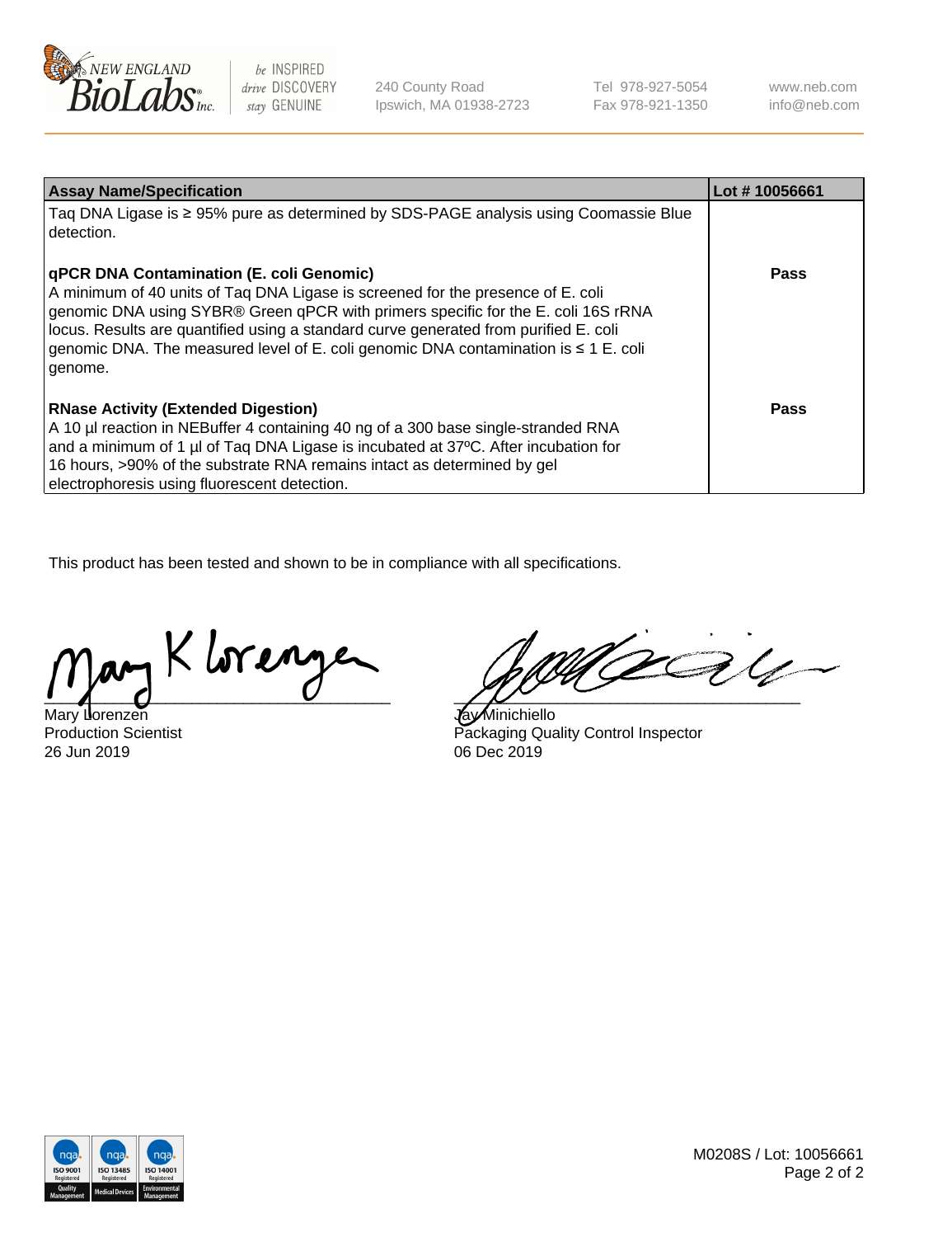240 County Road
Ipswich, MA 01938-2723

Tel 978-927-5054
Fax 978-921-1350

www.neb.com
info@neb.com

| Assay Name/Specification | Lot # 10056661 |
| --- | --- |
| Taq DNA Ligase is ≥ 95% pure as determined by SDS-PAGE analysis using Coomassie Blue detection. | |
| **qPCR DNA Contamination (E. coli Genomic)**<br>A minimum of 40 units of Taq DNA Ligase is screened for the presence of E. coli genomic DNA using SYBR® Green qPCR with primers specific for the E. coli 16S rRNA locus. Results are quantified using a standard curve generated from purified E. coli genomic DNA. The measured level of E. coli genomic DNA contamination is ≤ 1 E. coli genome. | **Pass** |
| **RNase Activity (Extended Digestion)**<br>A 10 µl reaction in NEBuffer 4 containing 40 ng of a 300 base single-stranded RNA and a minimum of 1 µl of Taq DNA Ligase is incubated at 37ºC. After incubation for 16 hours, >90% of the substrate RNA remains intact as determined by gel electrophoresis using fluorescent detection. | **Pass** |

This product has been tested and shown to be in compliance with all specifications.

Mary Lorenzen
Production Scientist
26 Jun 2019

Jay Minichiello
Packaging Quality Control Inspector
06 Dec 2019

M0208S / Lot: 10056661